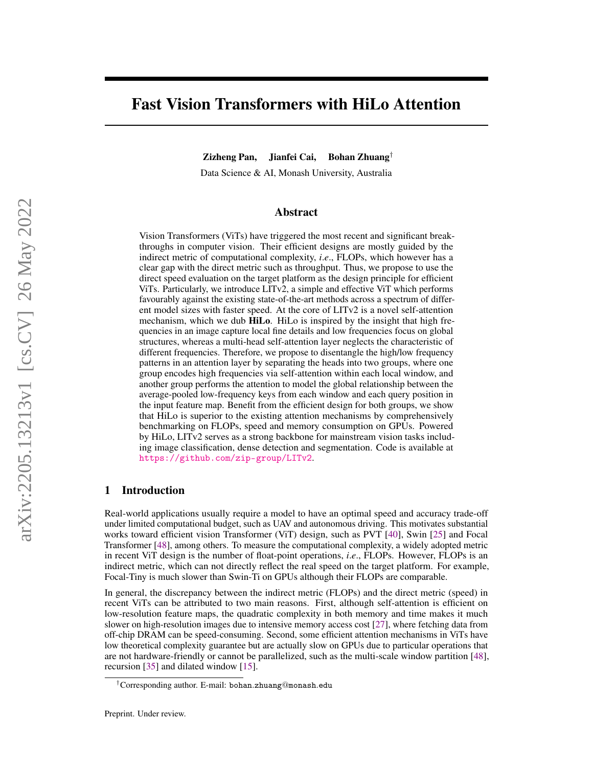# Fast Vision Transformers with HiLo Attention

**Zizheng Pan, Jianfei Cai, Bohan Zhuang**[†]

Data Science & AI, Monash University, Australia

## Abstract

Vision Transformers (ViTs) have triggered the most recent and significant breakthroughs in computer vision. Their efficient designs are mostly guided by the indirect metric of computational complexity, *i.e.*, FLOPs, which however has a clear gap with the direct metric such as throughput. Thus, we propose to use the direct speed evaluation on the target platform as the design principle for efficient ViTs. Particularly, we introduce LITv2, a simple and effective ViT which performs favourably against the existing state-of-the-art methods across a spectrum of different model sizes with faster speed. At the core of LITv2 is a novel self-attention mechanism, which we dub **HiLo**. HiLo is inspired by the insight that high frequencies in an image capture local fine details and low frequencies focus on global structures, whereas a multi-head self-attention layer neglects the characteristic of different frequencies. Therefore, we propose to disentangle the high/low frequency patterns in an attention layer by separating the heads into two groups, where one group encodes high frequencies via self-attention within each local window, and another group performs the attention to model the global relationship between the average-pooled low-frequency keys from each window and each query position in the input feature map. Benefit from the efficient design for both groups, we show that HiLo is superior to the existing attention mechanisms by comprehensively benchmarking on FLOPs, speed and memory consumption on GPUs. Powered by HiLo, LITv2 serves as a strong backbone for mainstream vision tasks including image classification, dense detection and segmentation. Code is available at https://github.com/zip-group/LITv2.

## 1 Introduction

Real-world applications usually require a model to have an optimal speed and accuracy trade-off under limited computational budget, such as UAV and autonomous driving. This motivates substantial works toward efficient vision Transformer (ViT) design, such as PVT [40], Swin [25] and Focal Transformer [48], among others. To measure the computational complexity, a widely adopted metric in recent ViT design is the number of float-point operations, *i.e.*, FLOPs. However, FLOPs is an indirect metric, which can not directly reflect the real speed on the target platform. For example, Focal-Tiny is much slower than Swin-Ti on GPUs although their FLOPs are comparable.

In general, the discrepancy between the indirect metric (FLOPs) and the direct metric (speed) in recent ViTs can be attributed to two main reasons. First, although self-attention is efficient on low-resolution feature maps, the quadratic complexity in both memory and time makes it much slower on high-resolution images due to intensive memory access cost [27], where fetching data from off-chip DRAM can be speed-consuming. Second, some efficient attention mechanisms in ViTs have low theoretical complexity guarantee but are actually slow on GPUs due to particular operations that are not hardware-friendly or cannot be parallelized, such as the multi-scale window partition [48], recursion [35] and dilated window [15].

[†]Corresponding author. E-mail: bohan.zhuang@monash.edu

Preprint. Under review.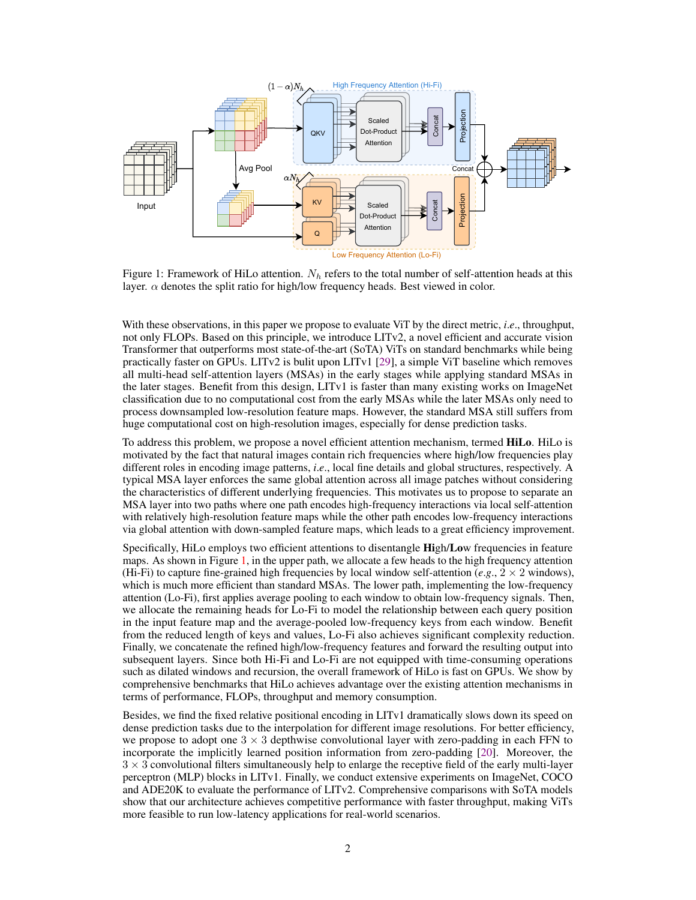Figure 1: Framework of HiLo attention. $N_h$ refers to the total number of self-attention heads at this layer. $\alpha$ denotes the split ratio for high/low frequency heads. Best viewed in color.

With these observations, in this paper we propose to evaluate ViT by the direct metric, *i.e.*, throughput, not only FLOPs. Based on this principle, we introduce LITv2, a novel efficient and accurate vision Transformer that outperforms most state-of-the-art (SoTA) ViTs on standard benchmarks while being practically faster on GPUs. LITv2 is bulit upon LITv1 [29], a simple ViT baseline which removes all multi-head self-attention layers (MSAs) in the early stages while applying standard MSAs in the later stages. Benefit from this design, LITv1 is faster than many existing works on ImageNet classification due to no computational cost from the early MSAs while the later MSAs only need to process downsampled low-resolution feature maps. However, the standard MSA still suffers from huge computational cost on high-resolution images, especially for dense prediction tasks.

To address this problem, we propose a novel efficient attention mechanism, termed **HiLo**. HiLo is motivated by the fact that natural images contain rich frequencies where high/low frequencies play different roles in encoding image patterns, *i.e.*, local fine details and global structures, respectively. A typical MSA layer enforces the same global attention across all image patches without considering the characteristics of different underlying frequencies. This motivates us to propose to separate an MSA layer into two paths where one path encodes high-frequency interactions via local self-attention with relatively high-resolution feature maps while the other path encodes low-frequency interactions via global attention with down-sampled feature maps, which leads to a great efficiency improvement.

Specifically, HiLo employs two efficient attentions to disentangle **Hi**gh/**Lo**w frequencies in feature maps. As shown in Figure 1, in the upper path, we allocate a few heads to the high frequency attention (Hi-Fi) to capture fine-grained high frequencies by local window self-attention (*e.g.*, $2 \times 2$ windows), which is much more efficient than standard MSAs. The lower path, implementing the low-frequency attention (Lo-Fi), first applies average pooling to each window to obtain low-frequency signals. Then, we allocate the remaining heads for Lo-Fi to model the relationship between each query position in the input feature map and the average-pooled low-frequency keys from each window. Benefit from the reduced length of keys and values, Lo-Fi also achieves significant complexity reduction. Finally, we concatenate the refined high/low-frequency features and forward the resulting output into subsequent layers. Since both Hi-Fi and Lo-Fi are not equipped with time-consuming operations such as dilated windows and recursion, the overall framework of HiLo is fast on GPUs. We show by comprehensive benchmarks that HiLo achieves advantage over the existing attention mechanisms in terms of performance, FLOPs, throughput and memory consumption.

Besides, we find the fixed relative positional encoding in LITv1 dramatically slows down its speed on dense prediction tasks due to the interpolation for different image resolutions. For better efficiency, we propose to adopt one $3 \times 3$ depthwise convolutional layer with zero-padding in each FFN to incorporate the implicitly learned position information from zero-padding [20]. Moreover, the $3 \times 3$ convolutional filters simultaneously help to enlarge the receptive field of the early multi-layer perceptron (MLP) blocks in LITv1. Finally, we conduct extensive experiments on ImageNet, COCO and ADE20K to evaluate the performance of LITv2. Comprehensive comparisons with SoTA models show that our architecture achieves competitive performance with faster throughput, making ViTs more feasible to run low-latency applications for real-world scenarios.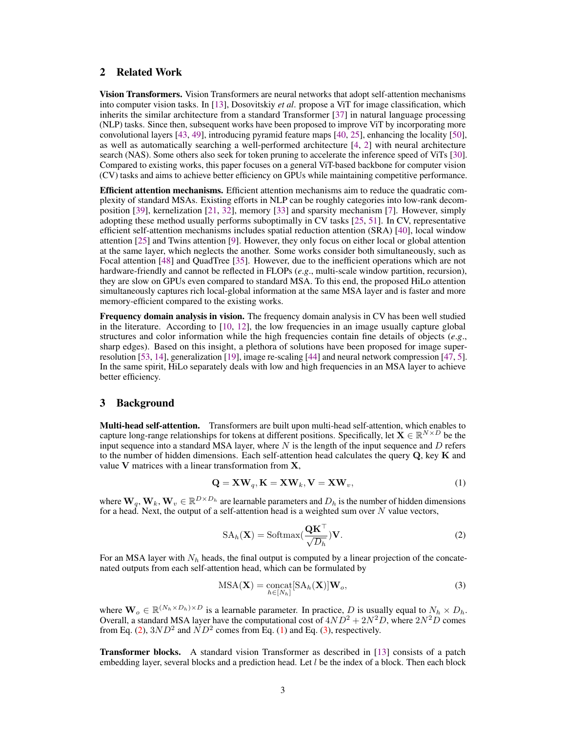## 2 Related Work

**Vision Transformers.** Vision Transformers are neural networks that adopt self-attention mechanisms into computer vision tasks. In [13], Dosovitskiy *et al.* propose a ViT for image classification, which inherits the similar architecture from a standard Transformer [37] in natural language processing (NLP) tasks. Since then, subsequent works have been proposed to improve ViT by incorporating more convolutional layers [43, 49], introducing pyramid feature maps [40, 25], enhancing the locality [50], as well as automatically searching a well-performed architecture [4, 2] with neural architecture search (NAS). Some others also seek for token pruning to accelerate the inference speed of ViTs [30]. Compared to existing works, this paper focuses on a general ViT-based backbone for computer vision (CV) tasks and aims to achieve better efficiency on GPUs while maintaining competitive performance.

**Efficient attention mechanisms.** Efficient attention mechanisms aim to reduce the quadratic complexity of standard MSAs. Existing efforts in NLP can be roughly categories into low-rank decomposition [39], kernelization [21, 32], memory [33] and sparsity mechanism [7]. However, simply adopting these method usually performs suboptimally in CV tasks [25, 51]. In CV, representative efficient self-attention mechanisms includes spatial reduction attention (SRA) [40], local window attention [25] and Twins attention [9]. However, they only focus on either local or global attention at the same layer, which neglects the another. Some works consider both simultaneously, such as Focal attention [48] and QuadTree [35]. However, due to the inefficient operations which are not hardware-friendly and cannot be reflected in FLOPs (*e.g.*, multi-scale window partition, recursion), they are slow on GPUs even compared to standard MSA. To this end, the proposed HiLo attention simultaneously captures rich local-global information at the same MSA layer and is faster and more memory-efficient compared to the existing works.

**Frequency domain analysis in vision.** The frequency domain analysis in CV has been well studied in the literature. According to [10, 12], the low frequencies in an image usually capture global structures and color information while the high frequencies contain fine details of objects (*e.g.*, sharp edges). Based on this insight, a plethora of solutions have been proposed for image super-resolution [53, 14], generalization [19], image re-scaling [44] and neural network compression [47, 5]. In the same spirit, HiLo separately deals with low and high frequencies in an MSA layer to achieve better efficiency.

## 3 Background

**Multi-head self-attention.** Transformers are built upon multi-head self-attention, which enables to capture long-range relationships for tokens at different positions. Specifically, let $\mathbf{X} \in \mathbb{R}^{N \times D}$ be the input sequence into a standard MSA layer, where $N$ is the length of the input sequence and $D$ refers to the number of hidden dimensions. Each self-attention head calculates the query $\mathbf{Q}$, key $\mathbf{K}$ and value $\mathbf{V}$ matrices with a linear transformation from $\mathbf{X}$,

$$\mathbf{Q} = \mathbf{X}\mathbf{W}_q, \mathbf{K} = \mathbf{X}\mathbf{W}_k, \mathbf{V} = \mathbf{X}\mathbf{W}_v, \tag{1}$$

where $\mathbf{W}_q, \mathbf{W}_k, \mathbf{W}_v \in \mathbb{R}^{D \times D_h}$ are learnable parameters and $D_h$ is the number of hidden dimensions for a head. Next, the output of a self-attention head is a weighted sum over $N$ value vectors,

$$\mathrm{SA}_h(\mathbf{X}) = \mathrm{Softmax}(\frac{\mathbf{Q}\mathbf{K}^\top}{\sqrt{D_h}})\mathbf{V}. \tag{2}$$

For an MSA layer with $N_h$ heads, the final output is computed by a linear projection of the concatenated outputs from each self-attention head, which can be formulated by

$$\mathrm{MSA}(\mathbf{X}) = \underset{h \in [N_h]}{\mathrm{concat}}[\mathrm{SA}_h(\mathbf{X})]\mathbf{W}_o, \tag{3}$$

where $\mathbf{W}_o \in \mathbb{R}^{(N_h \times D_h) \times D}$ is a learnable parameter. In practice, $D$ is usually equal to $N_h \times D_h$. Overall, a standard MSA layer have the computational cost of $4ND^2 + 2N^2D$, where $2N^2D$ comes from Eq. (2), $3ND^2$ and $ND^2$ comes from Eq. (1) and Eq. (3), respectively.

**Transformer blocks.** A standard vision Transformer as described in [13] consists of a patch embedding layer, several blocks and a prediction head. Let $l$ be the index of a block. Then each block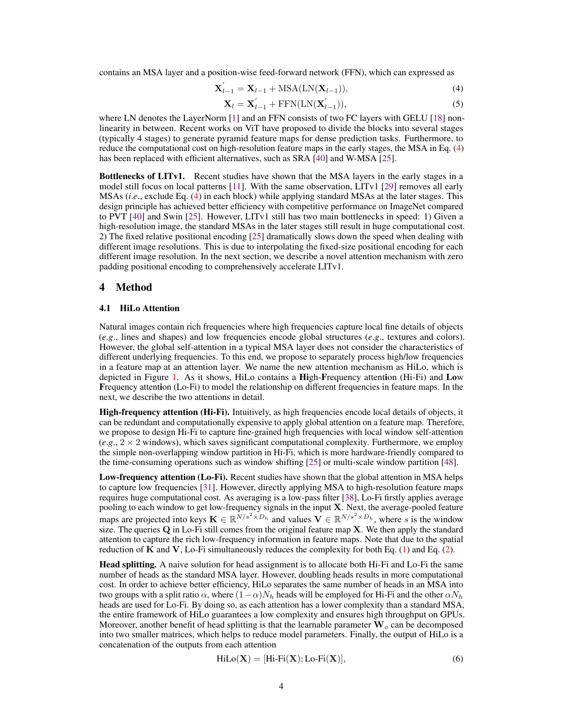contains an MSA layer and a position-wise feed-forward network (FFN), which can expressed as

$$\mathbf{X}_{l-1}^{'} = \mathbf{X}_{l-1} + \mathrm{MSA}(\mathrm{LN}(\mathbf{X}_{l-1})), \tag{4}$$

$$\mathbf{X}_{l} = \mathbf{X}_{l-1}^{'} + \mathrm{FFN}(\mathrm{LN}(\mathbf{X}_{l-1}^{'})), \tag{5}$$

where LN denotes the LayerNorm [1] and an FFN consists of two FC layers with GELU [18] non-linearity in between. Recent works on ViT have proposed to divide the blocks into several stages (typically 4 stages) to generate pyramid feature maps for dense prediction tasks. Furthermore, to reduce the computational cost on high-resolution feature maps in the early stages, the MSA in Eq. (4) has been replaced with efficient alternatives, such as SRA [40] and W-MSA [25].

**Bottlenecks of LITv1.** Recent studies have shown that the MSA layers in the early stages in a model still focus on local patterns [11]. With the same observation, LITv1 [29] removes all early MSAs (*i.e.*, exclude Eq. (4) in each block) while applying standard MSAs at the later stages. This design principle has achieved better efficiency with competitive performance on ImageNet compared to PVT [40] and Swin [25]. However, LITv1 still has two main bottlenecks in speed: 1) Given a high-resolution image, the standard MSAs in the later stages still result in huge computational cost. 2) The fixed relative positional encoding [25] dramatically slows down the speed when dealing with different image resolutions. This is due to interpolating the fixed-size positional encoding for each different image resolution. In the next section, we describe a novel attention mechanism with zero padding positional encoding to comprehensively accelerate LITv1.

# 4 Method

## 4.1 HiLo Attention

Natural images contain rich frequencies where high frequencies capture local fine details of objects (*e.g.*, lines and shapes) and low frequencies encode global structures (*e.g.*, textures and colors). However, the global self-attention in a typical MSA layer does not consider the characteristics of different underlying frequencies. To this end, we propose to separately process high/low frequencies in a feature map at an attention layer. We name the new attention mechanism as HiLo, which is depicted in Figure 1. As it shows, HiLo contains a **Hi**gh-**F**requency attent**i**on (Hi-Fi) and **Lo**w **F**requency attent**i**on (Lo-Fi) to model the relationship on different frequencies in feature maps. In the next, we describe the two attentions in detail.

**High-frequency attention (Hi-Fi).** Intuitively, as high frequencies encode local details of objects, it can be redundant and computationally expensive to apply global attention on a feature map. Therefore, we propose to design Hi-Fi to capture fine-grained high frequencies with local window self-attention (*e.g.*, $2 \times 2$ windows), which saves significant computational complexity. Furthermore, we employ the simple non-overlapping window partition in Hi-Fi, which is more hardware-friendly compared to the time-consuming operations such as window shifting [25] or multi-scale window partition [48].

**Low-frequency attention (Lo-Fi).** Recent studies have shown that the global attention in MSA helps to capture low frequencies [31]. However, directly applying MSA to high-resolution feature maps requires huge computational cost. As averaging is a low-pass filter [38], Lo-Fi firstly applies average pooling to each window to get low-frequency signals in the input $\mathbf{X}$. Next, the average-pooled feature maps are projected into keys $\mathbf{K} \in \mathbb{R}^{N/s^2 \times D_h}$ and values $\mathbf{V} \in \mathbb{R}^{N/s^2 \times D_h}$, where $s$ is the window size. The queries $\mathbf{Q}$ in Lo-Fi still comes from the original feature map $\mathbf{X}$. We then apply the standard attention to capture the rich low-frequency information in feature maps. Note that due to the spatial reduction of $\mathbf{K}$ and $\mathbf{V}$, Lo-Fi simultaneously reduces the complexity for both Eq. (1) and Eq. (2).

**Head splitting.** A naive solution for head assignment is to allocate both Hi-Fi and Lo-Fi the same number of heads as the standard MSA layer. However, doubling heads results in more computational cost. In order to achieve better efficiency, HiLo separates the same number of heads in an MSA into two groups with a split ratio $\alpha$, where $(1-\alpha)N_h$ heads will be employed for Hi-Fi and the other $\alpha N_h$ heads are used for Lo-Fi. By doing so, as each attention has a lower complexity than a standard MSA, the entire framework of HiLo guarantees a low complexity and ensures high throughput on GPUs. Moreover, another benefit of head splitting is that the learnable parameter $\mathbf{W}_o$ can be decomposed into two smaller matrices, which helps to reduce model parameters. Finally, the output of HiLo is a concatenation of the outputs from each attention

$$\mathrm{HiLo}(\mathbf{X}) = [\text{Hi-Fi}(\mathbf{X}); \text{Lo-Fi}(\mathbf{X})], \tag{6}$$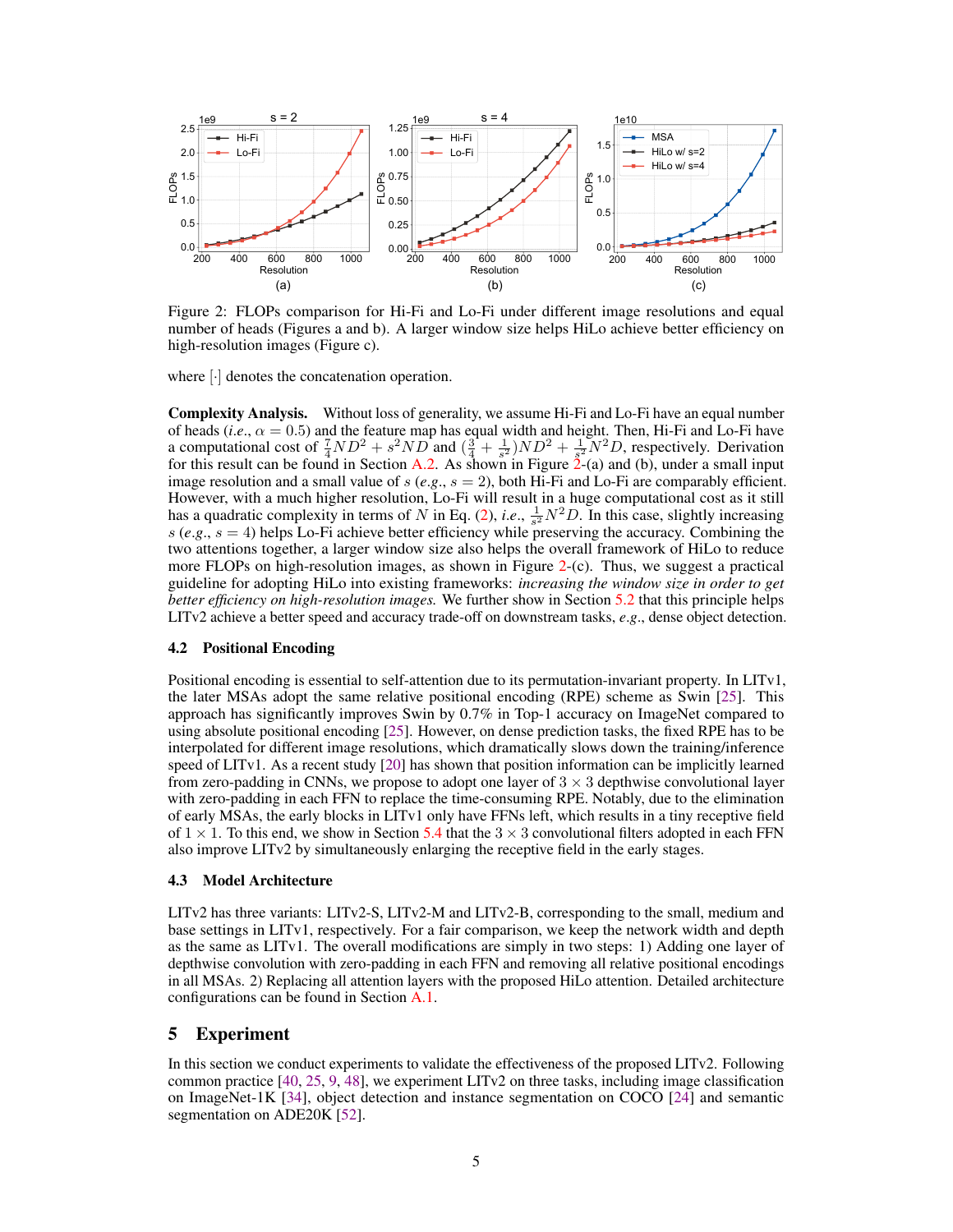Figure 2: FLOPs comparison for Hi-Fi and Lo-Fi under different image resolutions and equal number of heads (Figures a and b). A larger window size helps HiLo achieve better efficiency on high-resolution images (Figure c).

where $[\cdot]$ denotes the concatenation operation.

**Complexity Analysis.** Without loss of generality, we assume Hi-Fi and Lo-Fi have an equal number of heads (*i.e.*, $\alpha = 0.5$) and the feature map has equal width and height. Then, Hi-Fi and Lo-Fi have a computational cost of $\frac{7}{4}ND^2 + s^2ND$ and $(\frac{3}{4} + \frac{1}{s^2})ND^2 + \frac{1}{s^2}N^2D$, respectively. Derivation for this result can be found in Section A.2. As shown in Figure 2-(a) and (b), under a small input image resolution and a small value of $s$ (*e.g.*, $s = 2$), both Hi-Fi and Lo-Fi are comparably efficient. However, with a much higher resolution, Lo-Fi will result in a huge computational cost as it still has a quadratic complexity in terms of $N$ in Eq. (2), *i.e.*, $\frac{1}{s^2}N^2D$. In this case, slightly increasing $s$ (*e.g.*, $s = 4$) helps Lo-Fi achieve better efficiency while preserving the accuracy. Combining the two attentions together, a larger window size also helps the overall framework of HiLo to reduce more FLOPs on high-resolution images, as shown in Figure 2-(c). Thus, we suggest a practical guideline for adopting HiLo into existing frameworks: *increasing the window size in order to get better efficiency on high-resolution images.* We further show in Section 5.2 that this principle helps LITv2 achieve a better speed and accuracy trade-off on downstream tasks, *e.g.*, dense object detection.

### 4.2 Positional Encoding

Positional encoding is essential to self-attention due to its permutation-invariant property. In LITv1, the later MSAs adopt the same relative positional encoding (RPE) scheme as Swin [25]. This approach has significantly improves Swin by 0.7% in Top-1 accuracy on ImageNet compared to using absolute positional encoding [25]. However, on dense prediction tasks, the fixed RPE has to be interpolated for different image resolutions, which dramatically slows down the training/inference speed of LITv1. As a recent study [20] has shown that position information can be implicitly learned from zero-padding in CNNs, we propose to adopt one layer of $3 \times 3$ depthwise convolutional layer with zero-padding in each FFN to replace the time-consuming RPE. Notably, due to the elimination of early MSAs, the early blocks in LITv1 only have FFNs left, which results in a tiny receptive field of $1 \times 1$. To this end, we show in Section 5.4 that the $3 \times 3$ convolutional filters adopted in each FFN also improve LITv2 by simultaneously enlarging the receptive field in the early stages.

### 4.3 Model Architecture

LITv2 has three variants: LITv2-S, LITv2-M and LITv2-B, corresponding to the small, medium and base settings in LITv1, respectively. For a fair comparison, we keep the network width and depth as the same as LITv1. The overall modifications are simply in two steps: 1) Adding one layer of depthwise convolution with zero-padding in each FFN and removing all relative positional encodings in all MSAs. 2) Replacing all attention layers with the proposed HiLo attention. Detailed architecture configurations can be found in Section A.1.

## 5 Experiment

In this section we conduct experiments to validate the effectiveness of the proposed LITv2. Following common practice [40, 25, 9, 48], we experiment LITv2 on three tasks, including image classification on ImageNet-1K [34], object detection and instance segmentation on COCO [24] and semantic segmentation on ADE20K [52].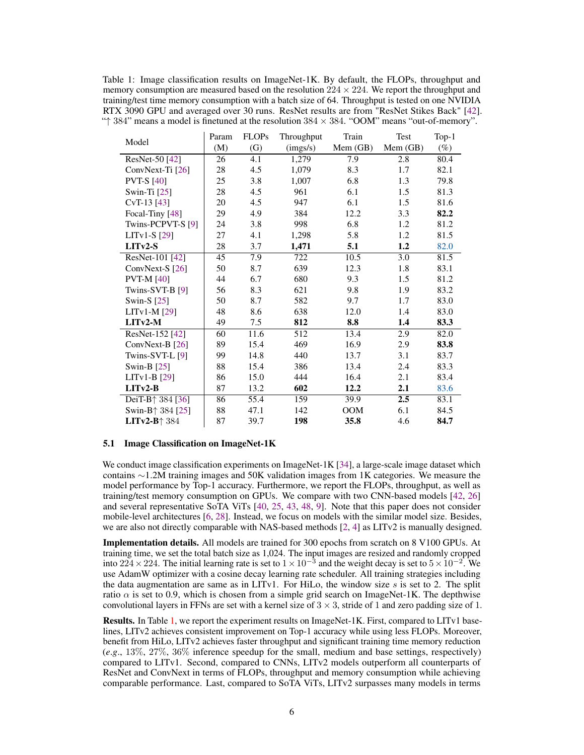Table 1: Image classification results on ImageNet-1K. By default, the FLOPs, throughput and memory consumption are measured based on the resolution $224 \times 224$. We report the throughput and training/test time memory consumption with a batch size of 64. Throughput is tested on one NVIDIA RTX 3090 GPU and averaged over 30 runs. ResNet results are from "ResNet Stikes Back" [42]. "$\uparrow$ 384" means a model is finetuned at the resolution $384 \times 384$. "OOM" means "out-of-memory".

| Model | Param (M) | FLOPs (G) | Throughput (imgs/s) | Train Mem (GB) | Test Mem (GB) | Top-1 (%) |
|---|---|---|---|---|---|---|
| ResNet-50 [42] | 26 | 4.1 | 1,279 | 7.9 | 2.8 | 80.4 |
| ConvNext-Ti [26] | 28 | 4.5 | 1,079 | 8.3 | 1.7 | 82.1 |
| PVT-S [40] | 25 | 3.8 | 1,007 | 6.8 | 1.3 | 79.8 |
| Swin-Ti [25] | 28 | 4.5 | 961 | 6.1 | 1.5 | 81.3 |
| CvT-13 [43] | 20 | 4.5 | 947 | 6.1 | 1.5 | 81.6 |
| Focal-Tiny [48] | 29 | 4.9 | 384 | 12.2 | 3.3 | **82.2** |
| Twins-PCPVT-S [9] | 24 | 3.8 | 998 | 6.8 | 1.2 | 81.2 |
| LITv1-S [29] | 27 | 4.1 | 1,298 | 5.8 | 1.2 | 81.5 |
| **LITv2-S** | 28 | 3.7 | **1,471** | **5.1** | **1.2** | 82.0 |
| ResNet-101 [42] | 45 | 7.9 | 722 | 10.5 | 3.0 | 81.5 |
| ConvNext-S [26] | 50 | 8.7 | 639 | 12.3 | 1.8 | 83.1 |
| PVT-M [40] | 44 | 6.7 | 680 | 9.3 | 1.5 | 81.2 |
| Twins-SVT-B [9] | 56 | 8.3 | 621 | 9.8 | 1.9 | 83.2 |
| Swin-S [25] | 50 | 8.7 | 582 | 9.7 | 1.7 | 83.0 |
| LITv1-M [29] | 48 | 8.6 | 638 | 12.0 | 1.4 | 83.0 |
| **LITv2-M** | 49 | 7.5 | **812** | **8.8** | **1.4** | **83.3** |
| ResNet-152 [42] | 60 | 11.6 | 512 | 13.4 | 2.9 | 82.0 |
| ConvNext-B [26] | 89 | 15.4 | 469 | 16.9 | 2.9 | **83.8** |
| Twins-SVT-L [9] | 99 | 14.8 | 440 | 13.7 | 3.1 | 83.7 |
| Swin-B [25] | 88 | 15.4 | 386 | 13.4 | 2.4 | 83.3 |
| LITv1-B [29] | 86 | 15.0 | 444 | 16.4 | 2.1 | 83.4 |
| **LITv2-B** | 87 | 13.2 | **602** | **12.2** | **2.1** | 83.6 |
| DeiT-B$\uparrow$ 384 [36] | 86 | 55.4 | 159 | 39.9 | **2.5** | 83.1 |
| Swin-B$\uparrow$ 384 [25] | 88 | 47.1 | 142 | OOM | 6.1 | 84.5 |
| **LITv2-B**$\uparrow$ 384 | 87 | 39.7 | **198** | **35.8** | 4.6 | **84.7** |

### 5.1 Image Classification on ImageNet-1K

We conduct image classification experiments on ImageNet-1K [34], a large-scale image dataset which contains $\sim$1.2M training images and 50K validation images from 1K categories. We measure the model performance by Top-1 accuracy. Furthermore, we report the FLOPs, throughput, as well as training/test memory consumption on GPUs. We compare with two CNN-based models [42, 26] and several representative SoTA ViTs [40, 25, 43, 48, 9]. Note that this paper does not consider mobile-level architectures [6, 28]. Instead, we focus on models with the similar model size. Besides, we are also not directly comparable with NAS-based methods [2, 4] as LITv2 is manually designed.

**Implementation details.** All models are trained for 300 epochs from scratch on 8 V100 GPUs. At training time, we set the total batch size as 1,024. The input images are resized and randomly cropped into $224 \times 224$. The initial learning rate is set to $1 \times 10^{-3}$ and the weight decay is set to $5 \times 10^{-2}$. We use AdamW optimizer with a cosine decay learning rate scheduler. All training strategies including the data augmentation are same as in LITv1. For HiLo, the window size $s$ is set to 2. The split ratio $\alpha$ is set to 0.9, which is chosen from a simple grid search on ImageNet-1K. The depthwise convolutional layers in FFNs are set with a kernel size of $3 \times 3$, stride of 1 and zero padding size of 1.

**Results.** In Table 1, we report the experiment results on ImageNet-1K. First, compared to LITv1 baselines, LITv2 achieves consistent improvement on Top-1 accuracy while using less FLOPs. Moreover, benefit from HiLo, LITv2 achieves faster throughput and significant training time memory reduction (*e.g.*, 13%, 27%, 36% inference speedup for the small, medium and base settings, respectively) compared to LITv1. Second, compared to CNNs, LITv2 models outperform all counterparts of ResNet and ConvNext in terms of FLOPs, throughput and memory consumption while achieving comparable performance. Last, compared to SoTA ViTs, LITv2 surpasses many models in terms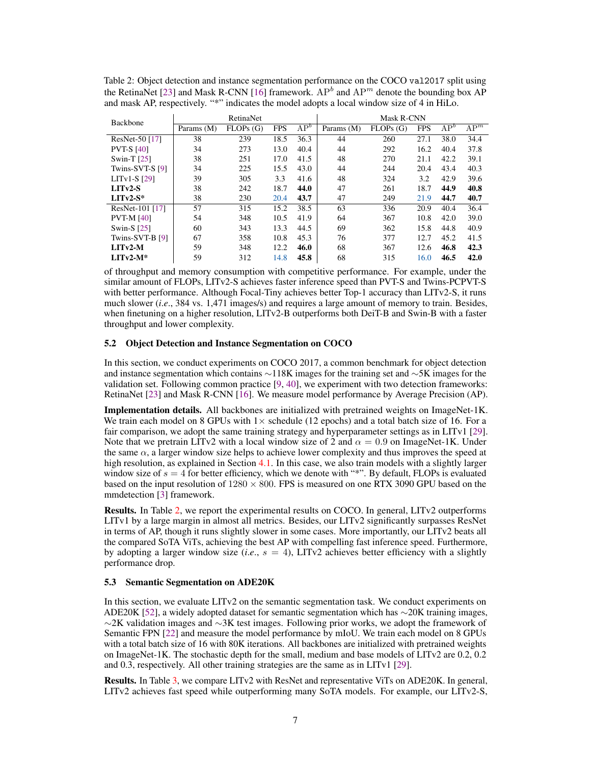Table 2: Object detection and instance segmentation performance on the COCO `val2017` split using the RetinaNet [23] and Mask R-CNN [16] framework. $\text{AP}^b$ and $\text{AP}^m$ denote the bounding box AP and mask AP, respectively. "*" indicates the model adopts a local window size of 4 in HiLo.

| Backbone | RetinaNet | | | | Mask R-CNN | | | | |
|---|---|---|---|---|---|---|---|---|---|
| | Params (M) | FLOPs (G) | FPS | $\text{AP}^b$ | Params (M) | FLOPs (G) | FPS | $\text{AP}^b$ | $\text{AP}^m$ |
| ResNet-50 [17] | 38 | 239 | 18.5 | 36.3 | 44 | 260 | 27.1 | 38.0 | 34.4 |
| PVT-S [40] | 34 | 273 | 13.0 | 40.4 | 44 | 292 | 16.2 | 40.4 | 37.8 |
| Swin-T [25] | 38 | 251 | 17.0 | 41.5 | 48 | 270 | 21.1 | 42.2 | 39.1 |
| Twins-SVT-S [9] | 34 | 225 | 15.5 | 43.0 | 44 | 244 | 20.4 | 43.4 | 40.3 |
| LITv1-S [29] | 39 | 305 | 3.3 | 41.6 | 48 | 324 | 3.2 | 42.9 | 39.6 |
| **LITv2-S** | 38 | 242 | 18.7 | **44.0** | 47 | 261 | 18.7 | **44.9** | **40.8** |
| **LITv2-S*** | 38 | 230 | 20.4 | **43.7** | 47 | 249 | 21.9 | **44.7** | **40.7** |
| ResNet-101 [17] | 57 | 315 | 15.2 | 38.5 | 63 | 336 | 20.9 | 40.4 | 36.4 |
| PVT-M [40] | 54 | 348 | 10.5 | 41.9 | 64 | 367 | 10.8 | 42.0 | 39.0 |
| Swin-S [25] | 60 | 343 | 13.3 | 44.5 | 69 | 362 | 15.8 | 44.8 | 40.9 |
| Twins-SVT-B [9] | 67 | 358 | 10.8 | 45.3 | 76 | 377 | 12.7 | 45.2 | 41.5 |
| **LITv2-M** | 59 | 348 | 12.2 | **46.0** | 68 | 367 | 12.6 | **46.8** | **42.3** |
| **LITv2-M*** | 59 | 312 | 14.8 | **45.8** | 68 | 315 | 16.0 | **46.5** | **42.0** |

of throughput and memory consumption with competitive performance. For example, under the similar amount of FLOPs, LITv2-S achieves faster inference speed than PVT-S and Twins-PCPVT-S with better performance. Although Focal-Tiny achieves better Top-1 accuracy than LITv2-S, it runs much slower (*i.e.*, 384 vs. 1,471 images/s) and requires a large amount of memory to train. Besides, when finetuning on a higher resolution, LITv2-B outperforms both DeiT-B and Swin-B with a faster throughput and lower complexity.

### 5.2 Object Detection and Instance Segmentation on COCO

In this section, we conduct experiments on COCO 2017, a common benchmark for object detection and instance segmentation which contains ∼118K images for the training set and ∼5K images for the validation set. Following common practice [9, 40], we experiment with two detection frameworks: RetinaNet [23] and Mask R-CNN [16]. We measure model performance by Average Precision (AP).

**Implementation details.** All backbones are initialized with pretrained weights on ImageNet-1K. We train each model on 8 GPUs with 1× schedule (12 epochs) and a total batch size of 16. For a fair comparison, we adopt the same training strategy and hyperparameter settings as in LITv1 [29]. Note that we pretrain LITv2 with a local window size of 2 and $\alpha = 0.9$ on ImageNet-1K. Under the same $\alpha$, a larger window size helps to achieve lower complexity and thus improves the speed at high resolution, as explained in Section 4.1. In this case, we also train models with a slightly larger window size of $s = 4$ for better efficiency, which we denote with "*". By default, FLOPs is evaluated based on the input resolution of $1280 \times 800$. FPS is measured on one RTX 3090 GPU based on the mmdetection [3] framework.

**Results.** In Table 2, we report the experimental results on COCO. In general, LITv2 outperforms LITv1 by a large margin in almost all metrics. Besides, our LITv2 significantly surpasses ResNet in terms of AP, though it runs slightly slower in some cases. More importantly, our LITv2 beats all the compared SoTA ViTs, achieving the best AP with compelling fast inference speed. Furthermore, by adopting a larger window size (*i.e.*, $s = 4$), LITv2 achieves better efficiency with a slightly performance drop.

### 5.3 Semantic Segmentation on ADE20K

In this section, we evaluate LITv2 on the semantic segmentation task. We conduct experiments on ADE20K [52], a widely adopted dataset for semantic segmentation which has ∼20K training images, ∼2K validation images and ∼3K test images. Following prior works, we adopt the framework of Semantic FPN [22] and measure the model performance by mIoU. We train each model on 8 GPUs with a total batch size of 16 with 80K iterations. All backbones are initialized with pretrained weights on ImageNet-1K. The stochastic depth for the small, medium and base models of LITv2 are 0.2, 0.2 and 0.3, respectively. All other training strategies are the same as in LITv1 [29].

**Results.** In Table 3, we compare LITv2 with ResNet and representative ViTs on ADE20K. In general, LITv2 achieves fast speed while outperforming many SoTA models. For example, our LITv2-S,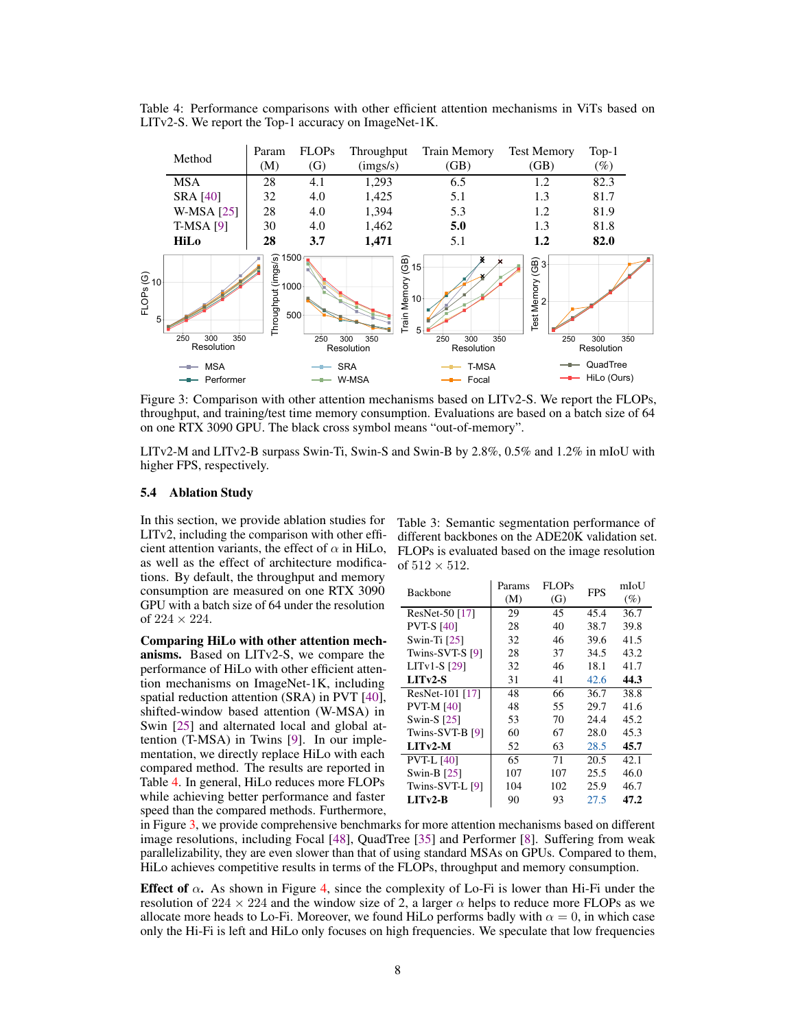Table 4: Performance comparisons with other efficient attention mechanisms in ViTs based on LITv2-S. We report the Top-1 accuracy on ImageNet-1K.

| Method | Param (M) | FLOPs (G) | Throughput (imgs/s) | Train Memory (GB) | Test Memory (GB) | Top-1 (%) |
|---|---|---|---|---|---|---|
| MSA | 28 | 4.1 | 1,293 | 6.5 | 1.2 | 82.3 |
| SRA [40] | 32 | 4.0 | 1,425 | 5.1 | 1.3 | 81.7 |
| W-MSA [25] | 28 | 4.0 | 1,394 | 5.3 | 1.2 | 81.9 |
| T-MSA [9] | 30 | 4.0 | 1,462 | **5.0** | 1.3 | 81.8 |
| **HiLo** | **28** | **3.7** | **1,471** | 5.1 | **1.2** | **82.0** |

Figure 3: Comparison with other attention mechanisms based on LITv2-S. We report the FLOPs, throughput, and training/test time memory consumption. Evaluations are based on a batch size of 64 on one RTX 3090 GPU. The black cross symbol means "out-of-memory".

LITv2-M and LITv2-B surpass Swin-Ti, Swin-S and Swin-B by 2.8%, 0.5% and 1.2% in mIoU with higher FPS, respectively.

### 5.4 Ablation Study

In this section, we provide ablation studies for LITv2, including the comparison with other efficient attention variants, the effect of $\alpha$ in HiLo, as well as the effect of architecture modifications. By default, the throughput and memory consumption are measured on one RTX 3090 GPU with a batch size of 64 under the resolution of $224 \times 224$.

Table 3: Semantic segmentation performance of different backbones on the ADE20K validation set. FLOPs is evaluated based on the image resolution of $512 \times 512$.

| Backbone | Params (M) | FLOPs (G) | FPS | mIoU (%) |
|---|---|---|---|---|
| ResNet-50 [17] | 29 | 45 | 45.4 | 36.7 |
| PVT-S [40] | 28 | 40 | 38.7 | 39.8 |
| Swin-Ti [25] | 32 | 46 | 39.6 | 41.5 |
| Twins-SVT-S [9] | 28 | 37 | 34.5 | 43.2 |
| LITv1-S [29] | 32 | 46 | 18.1 | 41.7 |
| **LITv2-S** | 31 | 41 | 42.6 | **44.3** |
| ResNet-101 [17] | 48 | 66 | 36.7 | 38.8 |
| PVT-M [40] | 48 | 55 | 29.7 | 41.6 |
| Swin-S [25] | 53 | 70 | 24.4 | 45.2 |
| Twins-SVT-B [9] | 60 | 67 | 28.0 | 45.3 |
| **LITv2-M** | 52 | 63 | 28.5 | **45.7** |
| PVT-L [40] | 65 | 71 | 20.5 | 42.1 |
| Swin-B [25] | 107 | 107 | 25.5 | 46.0 |
| Twins-SVT-L [9] | 104 | 102 | 25.9 | 46.7 |
| **LITv2-B** | 90 | 93 | 27.5 | **47.2** |

**Comparing HiLo with other attention mechanisms.** Based on LITv2-S, we compare the performance of HiLo with other efficient attention mechanisms on ImageNet-1K, including spatial reduction attention (SRA) in PVT [40], shifted-window based attention (W-MSA) in Swin [25] and alternated local and global attention (T-MSA) in Twins [9]. In our implementation, we directly replace HiLo with each compared method. The results are reported in Table 4. In general, HiLo reduces more FLOPs while achieving better performance and faster speed than the compared methods. Furthermore, in Figure 3, we provide comprehensive benchmarks for more attention mechanisms based on different image resolutions, including Focal [48], QuadTree [35] and Performer [8]. Suffering from weak parallelizability, they are even slower than that of using standard MSAs on GPUs. Compared to them, HiLo achieves competitive results in terms of the FLOPs, throughput and memory consumption.

**Effect of $\alpha$.** As shown in Figure 4, since the complexity of Lo-Fi is lower than Hi-Fi under the resolution of $224 \times 224$ and the window size of 2, a larger $\alpha$ helps to reduce more FLOPs as we allocate more heads to Lo-Fi. Moreover, we found HiLo performs badly with $\alpha = 0$, in which case only the Hi-Fi is left and HiLo only focuses on high frequencies. We speculate that low frequencies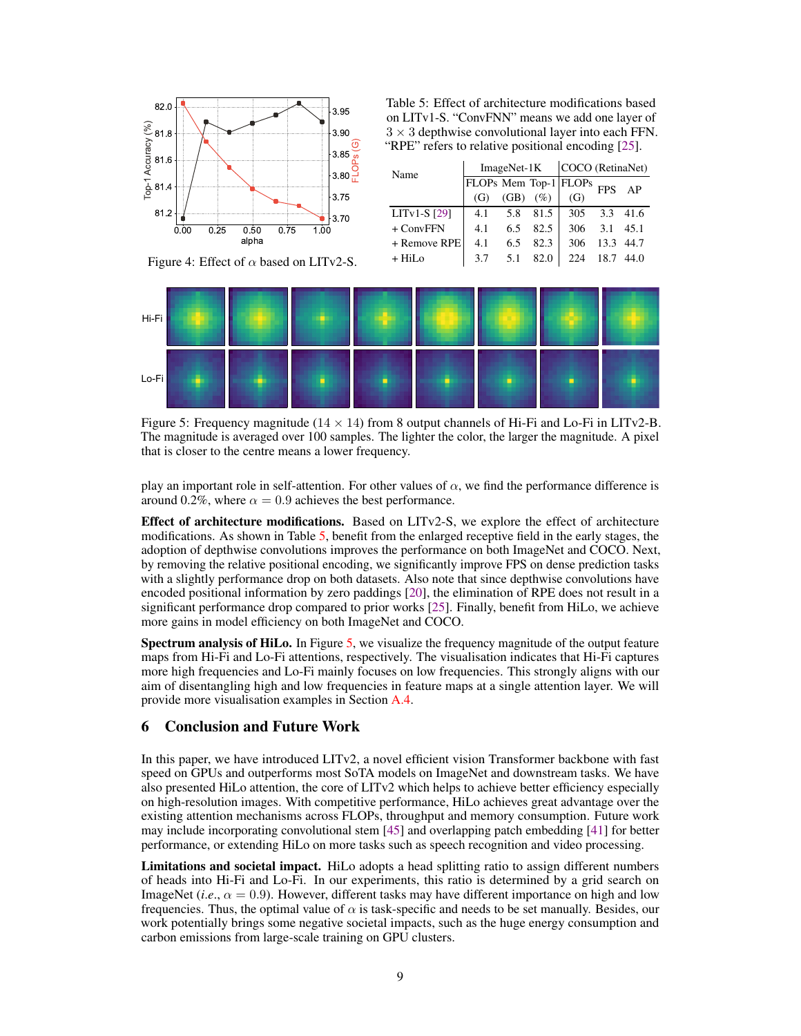Figure 4: Effect of $\alpha$ based on LITv2-S.

Table 5: Effect of architecture modifications based on LITv1-S. "ConvFNN" means we add one layer of $3 \times 3$ depthwise convolutional layer into each FFN. "RPE" refers to relative positional encoding [25].

| Name | ImageNet-1K | | | COCO (RetinaNet) | | |
|---|---|---|---|---|---|---|
| | FLOPs (G) | Mem (GB) | Top-1 (%) | FLOPs (G) | FPS | AP |
| LITv1-S [29] | 4.1 | 5.8 | 81.5 | 305 | 3.3 | 41.6 |
| + ConvFFN | 4.1 | 6.5 | 82.5 | 306 | 3.1 | 45.1 |
| + Remove RPE | 4.1 | 6.5 | 82.3 | 306 | 13.3 | 44.7 |
| + HiLo | 3.7 | 5.1 | 82.0 | 224 | 18.7 | 44.0 |

Figure 5: Frequency magnitude ($14 \times 14$) from 8 output channels of Hi-Fi and Lo-Fi in LITv2-B. The magnitude is averaged over 100 samples. The lighter the color, the larger the magnitude. A pixel that is closer to the centre means a lower frequency.

play an important role in self-attention. For other values of $\alpha$, we find the performance difference is around 0.2%, where $\alpha = 0.9$ achieves the best performance.

**Effect of architecture modifications.** Based on LITv2-S, we explore the effect of architecture modifications. As shown in Table 5, benefit from the enlarged receptive field in the early stages, the adoption of depthwise convolutions improves the performance on both ImageNet and COCO. Next, by removing the relative positional encoding, we significantly improve FPS on dense prediction tasks with a slightly performance drop on both datasets. Also note that since depthwise convolutions have encoded positional information by zero paddings [20], the elimination of RPE does not result in a significant performance drop compared to prior works [25]. Finally, benefit from HiLo, we achieve more gains in model efficiency on both ImageNet and COCO.

**Spectrum analysis of HiLo.** In Figure 5, we visualize the frequency magnitude of the output feature maps from Hi-Fi and Lo-Fi attentions, respectively. The visualisation indicates that Hi-Fi captures more high frequencies and Lo-Fi mainly focuses on low frequencies. This strongly aligns with our aim of disentangling high and low frequencies in feature maps at a single attention layer. We will provide more visualisation examples in Section A.4.

## 6 Conclusion and Future Work

In this paper, we have introduced LITv2, a novel efficient vision Transformer backbone with fast speed on GPUs and outperforms most SoTA models on ImageNet and downstream tasks. We have also presented HiLo attention, the core of LITv2 which helps to achieve better efficiency especially on high-resolution images. With competitive performance, HiLo achieves great advantage over the existing attention mechanisms across FLOPs, throughput and memory consumption. Future work may include incorporating convolutional stem [45] and overlapping patch embedding [41] for better performance, or extending HiLo on more tasks such as speech recognition and video processing.

**Limitations and societal impact.** HiLo adopts a head splitting ratio to assign different numbers of heads into Hi-Fi and Lo-Fi. In our experiments, this ratio is determined by a grid search on ImageNet (*i.e.*, $\alpha = 0.9$). However, different tasks may have different importance on high and low frequencies. Thus, the optimal value of $\alpha$ is task-specific and needs to be set manually. Besides, our work potentially brings some negative societal impacts, such as the huge energy consumption and carbon emissions from large-scale training on GPU clusters.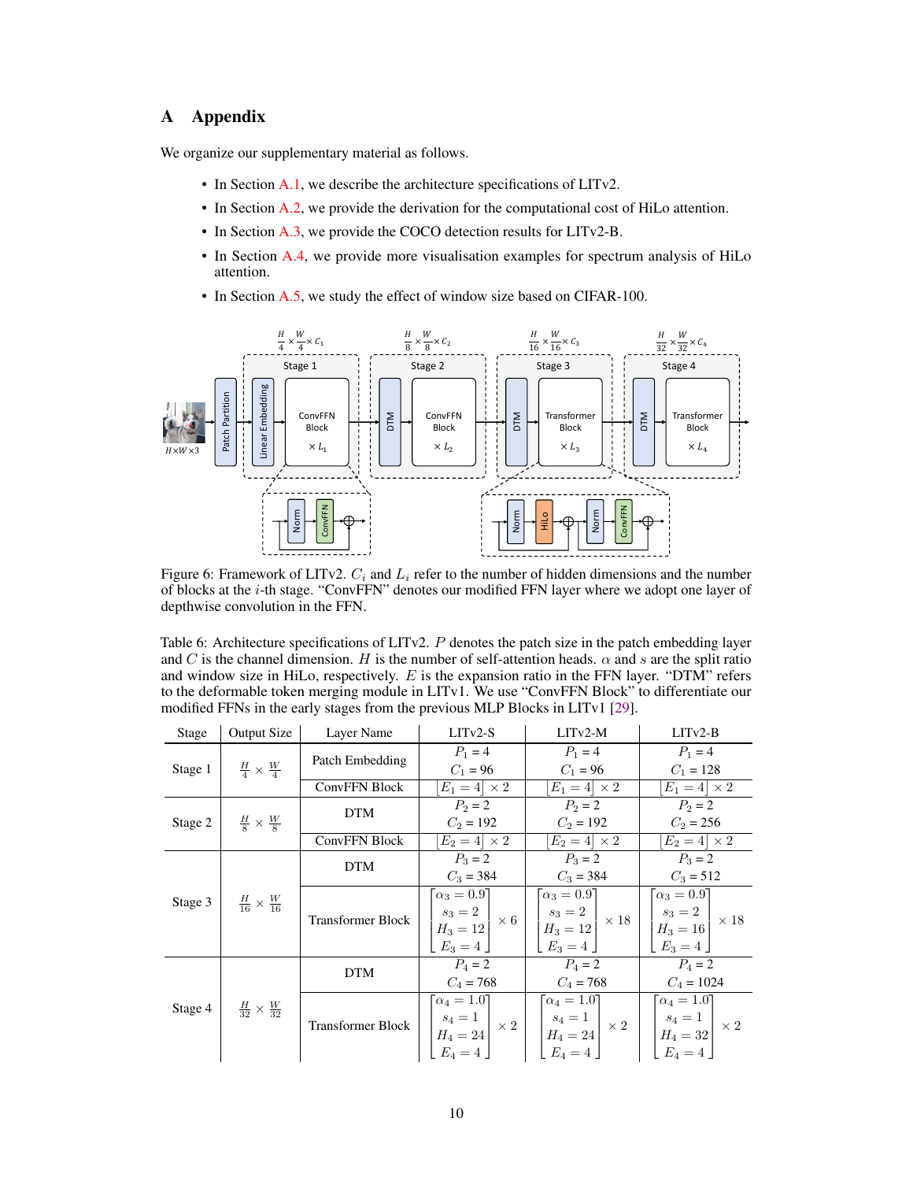## A Appendix

We organize our supplementary material as follows.

- In Section A.1, we describe the architecture specifications of LITv2.
- In Section A.2, we provide the derivation for the computational cost of HiLo attention.
- In Section A.3, we provide the COCO detection results for LITv2-B.
- In Section A.4, we provide more visualisation examples for spectrum analysis of HiLo attention.
- In Section A.5, we study the effect of window size based on CIFAR-100.

Figure 6: Framework of LITv2. $C_i$ and $L_i$ refer to the number of hidden dimensions and the number of blocks at the $i$-th stage. "ConvFFN" denotes our modified FFN layer where we adopt one layer of depthwise convolution in the FFN.

Table 6: Architecture specifications of LITv2. $P$ denotes the patch size in the patch embedding layer and $C$ is the channel dimension. $H$ is the number of self-attention heads. $\alpha$ and $s$ are the split ratio and window size in HiLo, respectively. $E$ is the expansion ratio in the FFN layer. "DTM" refers to the deformable token merging module in LITv1. We use "ConvFFN Block" to differentiate our modified FFNs in the early stages from the previous MLP Blocks in LITv1 [29].

| Stage | Output Size | Layer Name | LITv2-S | LITv2-M | LITv2-B |
|---|---|---|---|---|---|
| Stage 1 | $\frac{H}{4} \times \frac{W}{4}$ | Patch Embedding | $P_1 = 4$, $C_1 = 96$ | $P_1 = 4$, $C_1 = 96$ | $P_1 = 4$, $C_1 = 128$ |
| | | ConvFFN Block | $\left[E_1 = 4\right] \times 2$ | $\left[E_1 = 4\right] \times 2$ | $\left[E_1 = 4\right] \times 2$ |
| Stage 2 | $\frac{H}{8} \times \frac{W}{8}$ | DTM | $P_2 = 2$, $C_2 = 192$ | $P_2 = 2$, $C_2 = 192$ | $P_2 = 2$, $C_2 = 256$ |
| | | ConvFFN Block | $\left[E_2 = 4\right] \times 2$ | $\left[E_2 = 4\right] \times 2$ | $\left[E_2 = 4\right] \times 2$ |
| Stage 3 | $\frac{H}{16} \times \frac{W}{16}$ | DTM | $P_3 = 2$, $C_3 = 384$ | $P_3 = 2$, $C_3 = 384$ | $P_3 = 2$, $C_3 = 512$ |
| | | Transformer Block | $\begin{bmatrix} \alpha_3 = 0.9 \\ s_3 = 2 \\ H_3 = 12 \\ E_3 = 4 \end{bmatrix} \times 6$ | $\begin{bmatrix} \alpha_3 = 0.9 \\ s_3 = 2 \\ H_3 = 12 \\ E_3 = 4 \end{bmatrix} \times 18$ | $\begin{bmatrix} \alpha_3 = 0.9 \\ s_3 = 2 \\ H_3 = 16 \\ E_3 = 4 \end{bmatrix} \times 18$ |
| Stage 4 | $\frac{H}{32} \times \frac{W}{32}$ | DTM | $P_4 = 2$, $C_4 = 768$ | $P_4 = 2$, $C_4 = 768$ | $P_4 = 2$, $C_4 = 1024$ |
| | | Transformer Block | $\begin{bmatrix} \alpha_4 = 1.0 \\ s_4 = 1 \\ H_4 = 24 \\ E_4 = 4 \end{bmatrix} \times 2$ | $\begin{bmatrix} \alpha_4 = 1.0 \\ s_4 = 1 \\ H_4 = 24 \\ E_4 = 4 \end{bmatrix} \times 2$ | $\begin{bmatrix} \alpha_4 = 1.0 \\ s_4 = 1 \\ H_4 = 32 \\ E_4 = 4 \end{bmatrix} \times 2$ |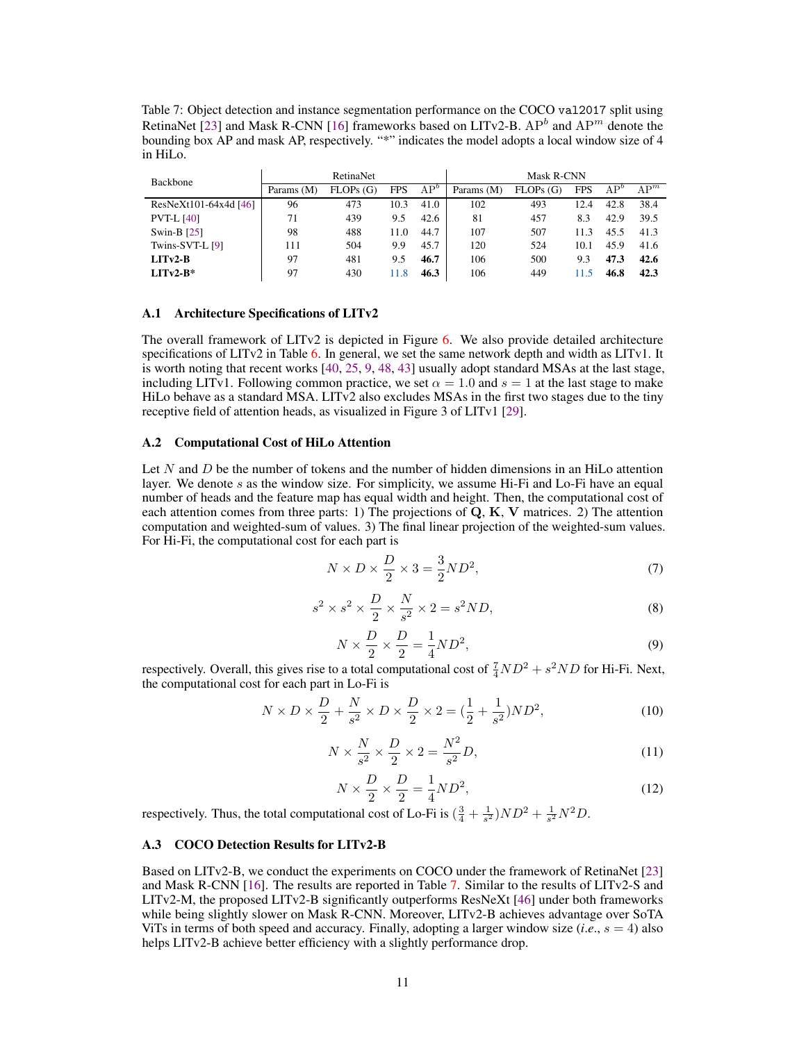Table 7: Object detection and instance segmentation performance on the COCO `val2017` split using RetinaNet [23] and Mask R-CNN [16] frameworks based on LITv2-B. $\mathrm{AP}^b$ and $\mathrm{AP}^m$ denote the bounding box AP and mask AP, respectively. "*" indicates the model adopts a local window size of 4 in HiLo.

| Backbone | RetinaNet | | | | Mask R-CNN | | | | |
|---|---|---|---|---|---|---|---|---|---|
| | Params (M) | FLOPs (G) | FPS | $\mathrm{AP}^b$ | Params (M) | FLOPs (G) | FPS | $\mathrm{AP}^b$ | $\mathrm{AP}^m$ |
| ResNeXt101-64x4d [46] | 96 | 473 | 10.3 | 41.0 | 102 | 493 | 12.4 | 42.8 | 38.4 |
| PVT-L [40] | 71 | 439 | 9.5 | 42.6 | 81 | 457 | 8.3 | 42.9 | 39.5 |
| Swin-B [25] | 98 | 488 | 11.0 | 44.7 | 107 | 507 | 11.3 | 45.5 | 41.3 |
| Twins-SVT-L [9] | 111 | 504 | 9.9 | 45.7 | 120 | 524 | 10.1 | 45.9 | 41.6 |
| **LITv2-B** | 97 | 481 | 9.5 | **46.7** | 106 | 500 | 9.3 | **47.3** | **42.6** |
| **LITv2-B*** | 97 | 430 | 11.8 | **46.3** | 106 | 449 | 11.5 | **46.8** | **42.3** |

### A.1 Architecture Specifications of LITv2

The overall framework of LITv2 is depicted in Figure 6. We also provide detailed architecture specifications of LITv2 in Table 6. In general, we set the same network depth and width as LITv1. It is worth noting that recent works [40, 25, 9, 48, 43] usually adopt standard MSAs at the last stage, including LITv1. Following common practice, we set $\alpha = 1.0$ and $s = 1$ at the last stage to make HiLo behave as a standard MSA. LITv2 also excludes MSAs in the first two stages due to the tiny receptive field of attention heads, as visualized in Figure 3 of LITv1 [29].

### A.2 Computational Cost of HiLo Attention

Let $N$ and $D$ be the number of tokens and the number of hidden dimensions in an HiLo attention layer. We denote $s$ as the window size. For simplicity, we assume Hi-Fi and Lo-Fi have an equal number of heads and the feature map has equal width and height. Then, the computational cost of each attention comes from three parts: 1) The projections of $\mathbf{Q}, \mathbf{K}, \mathbf{V}$ matrices. 2) The attention computation and weighted-sum of values. 3) The final linear projection of the weighted-sum values. For Hi-Fi, the computational cost for each part is

$$N \times D \times \frac{D}{2} \times 3 = \frac{3}{2}ND^2, \tag{7}$$

$$s^2 \times s^2 \times \frac{D}{2} \times \frac{N}{s^2} \times 2 = s^2 ND, \tag{8}$$

$$N \times \frac{D}{2} \times \frac{D}{2} = \frac{1}{4}ND^2, \tag{9}$$

respectively. Overall, this gives rise to a total computational cost of $\frac{7}{4}ND^2 + s^2 ND$ for Hi-Fi. Next, the computational cost for each part in Lo-Fi is

$$N \times D \times \frac{D}{2} + \frac{N}{s^2} \times D \times \frac{D}{2} \times 2 = (\frac{1}{2} + \frac{1}{s^2})ND^2, \tag{10}$$

$$N \times \frac{N}{s^2} \times \frac{D}{2} \times 2 = \frac{N^2}{s^2}D, \tag{11}$$

$$N \times \frac{D}{2} \times \frac{D}{2} = \frac{1}{4}ND^2, \tag{12}$$

respectively. Thus, the total computational cost of Lo-Fi is $(\frac{3}{4} + \frac{1}{s^2})ND^2 + \frac{1}{s^2}N^2 D$.

### A.3 COCO Detection Results for LITv2-B

Based on LITv2-B, we conduct the experiments on COCO under the framework of RetinaNet [23] and Mask R-CNN [16]. The results are reported in Table 7. Similar to the results of LITv2-S and LITv2-M, the proposed LITv2-B significantly outperforms ResNeXt [46] under both frameworks while being slightly slower on Mask R-CNN. Moreover, LITv2-B achieves advantage over SoTA ViTs in terms of both speed and accuracy. Finally, adopting a larger window size (*i.e.*, $s = 4$) also helps LITv2-B achieve better efficiency with a slightly performance drop.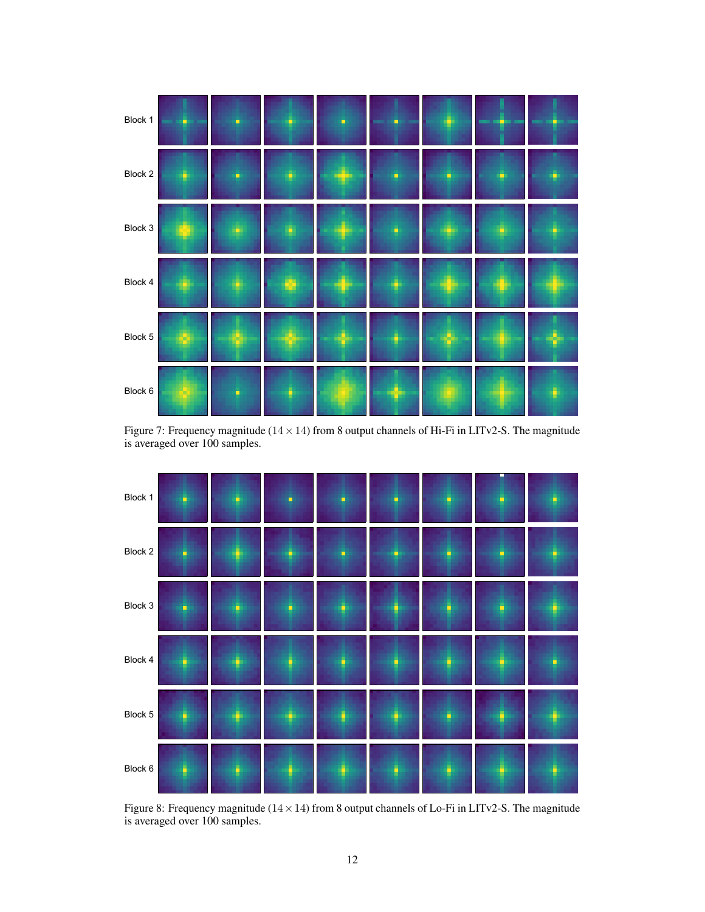Block 1

Block 2

Block 3

Block 4

Block 5

Block 6

Figure 7: Frequency magnitude ($14 \times 14$) from 8 output channels of Hi-Fi in LITv2-S. The magnitude is averaged over 100 samples.

Block 1

Block 2

Block 3

Block 4

Block 5

Block 6

Figure 8: Frequency magnitude ($14 \times 14$) from 8 output channels of Lo-Fi in LITv2-S. The magnitude is averaged over 100 samples.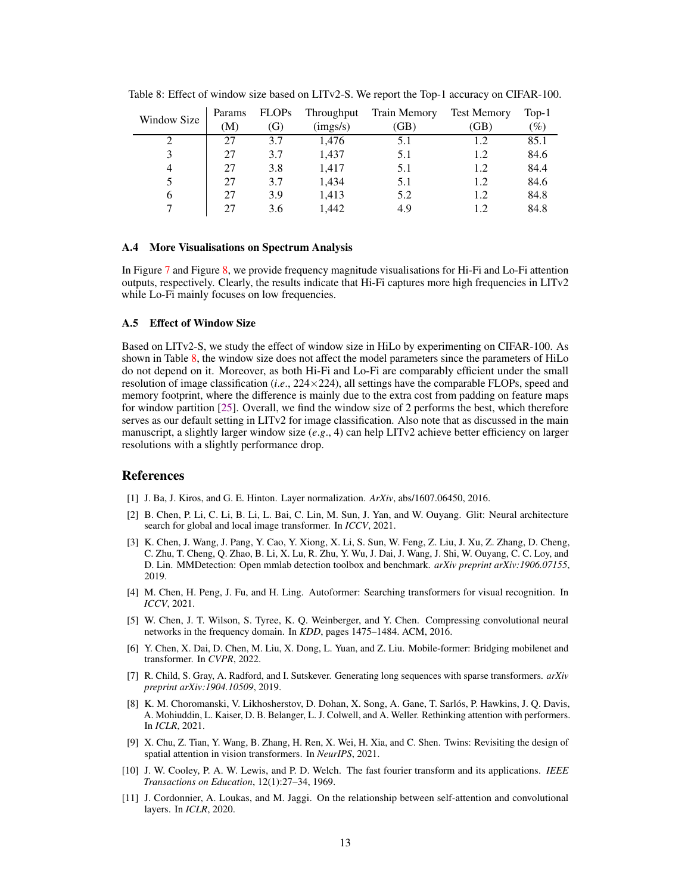Table 8: Effect of window size based on LITv2-S. We report the Top-1 accuracy on CIFAR-100.

| Window Size | Params (M) | FLOPs (G) | Throughput (imgs/s) | Train Memory (GB) | Test Memory (GB) | Top-1 (%) |
|---|---|---|---|---|---|---|
| 2 | 27 | 3.7 | 1,476 | 5.1 | 1.2 | 85.1 |
| 3 | 27 | 3.7 | 1,437 | 5.1 | 1.2 | 84.6 |
| 4 | 27 | 3.8 | 1,417 | 5.1 | 1.2 | 84.4 |
| 5 | 27 | 3.7 | 1,434 | 5.1 | 1.2 | 84.6 |
| 6 | 27 | 3.9 | 1,413 | 5.2 | 1.2 | 84.8 |
| 7 | 27 | 3.6 | 1,442 | 4.9 | 1.2 | 84.8 |

### A.4 More Visualisations on Spectrum Analysis

In Figure 7 and Figure 8, we provide frequency magnitude visualisations for Hi-Fi and Lo-Fi attention outputs, respectively. Clearly, the results indicate that Hi-Fi captures more high frequencies in LITv2 while Lo-Fi mainly focuses on low frequencies.

### A.5 Effect of Window Size

Based on LITv2-S, we study the effect of window size in HiLo by experimenting on CIFAR-100. As shown in Table 8, the window size does not affect the model parameters since the parameters of HiLo do not depend on it. Moreover, as both Hi-Fi and Lo-Fi are comparably efficient under the small resolution of image classification (*i.e*., 224×224), all settings have the comparable FLOPs, speed and memory footprint, where the difference is mainly due to the extra cost from padding on feature maps for window partition [25]. Overall, we find the window size of 2 performs the best, which therefore serves as our default setting in LITv2 for image classification. Also note that as discussed in the main manuscript, a slightly larger window size (*e.g*., 4) can help LITv2 achieve better efficiency on larger resolutions with a slightly performance drop.

## References

[1] J. Ba, J. Kiros, and G. E. Hinton. Layer normalization. *ArXiv*, abs/1607.06450, 2016.

[2] B. Chen, P. Li, C. Li, B. Li, L. Bai, C. Lin, M. Sun, J. Yan, and W. Ouyang. Glit: Neural architecture search for global and local image transformer. In *ICCV*, 2021.

[3] K. Chen, J. Wang, J. Pang, Y. Cao, Y. Xiong, X. Li, S. Sun, W. Feng, Z. Liu, J. Xu, Z. Zhang, D. Cheng, C. Zhu, T. Cheng, Q. Zhao, B. Li, X. Lu, R. Zhu, Y. Wu, J. Dai, J. Wang, J. Shi, W. Ouyang, C. C. Loy, and D. Lin. MMDetection: Open mmlab detection toolbox and benchmark. *arXiv preprint arXiv:1906.07155*, 2019.

[4] M. Chen, H. Peng, J. Fu, and H. Ling. Autoformer: Searching transformers for visual recognition. In *ICCV*, 2021.

[5] W. Chen, J. T. Wilson, S. Tyree, K. Q. Weinberger, and Y. Chen. Compressing convolutional neural networks in the frequency domain. In *KDD*, pages 1475–1484. ACM, 2016.

[6] Y. Chen, X. Dai, D. Chen, M. Liu, X. Dong, L. Yuan, and Z. Liu. Mobile-former: Bridging mobilenet and transformer. In *CVPR*, 2022.

[7] R. Child, S. Gray, A. Radford, and I. Sutskever. Generating long sequences with sparse transformers. *arXiv preprint arXiv:1904.10509*, 2019.

[8] K. M. Choromanski, V. Likhosherstov, D. Dohan, X. Song, A. Gane, T. Sarlós, P. Hawkins, J. Q. Davis, A. Mohiuddin, L. Kaiser, D. B. Belanger, L. J. Colwell, and A. Weller. Rethinking attention with performers. In *ICLR*, 2021.

[9] X. Chu, Z. Tian, Y. Wang, B. Zhang, H. Ren, X. Wei, H. Xia, and C. Shen. Twins: Revisiting the design of spatial attention in vision transformers. In *NeurIPS*, 2021.

[10] J. W. Cooley, P. A. W. Lewis, and P. D. Welch. The fast fourier transform and its applications. *IEEE Transactions on Education*, 12(1):27–34, 1969.

[11] J. Cordonnier, A. Loukas, and M. Jaggi. On the relationship between self-attention and convolutional layers. In *ICLR*, 2020.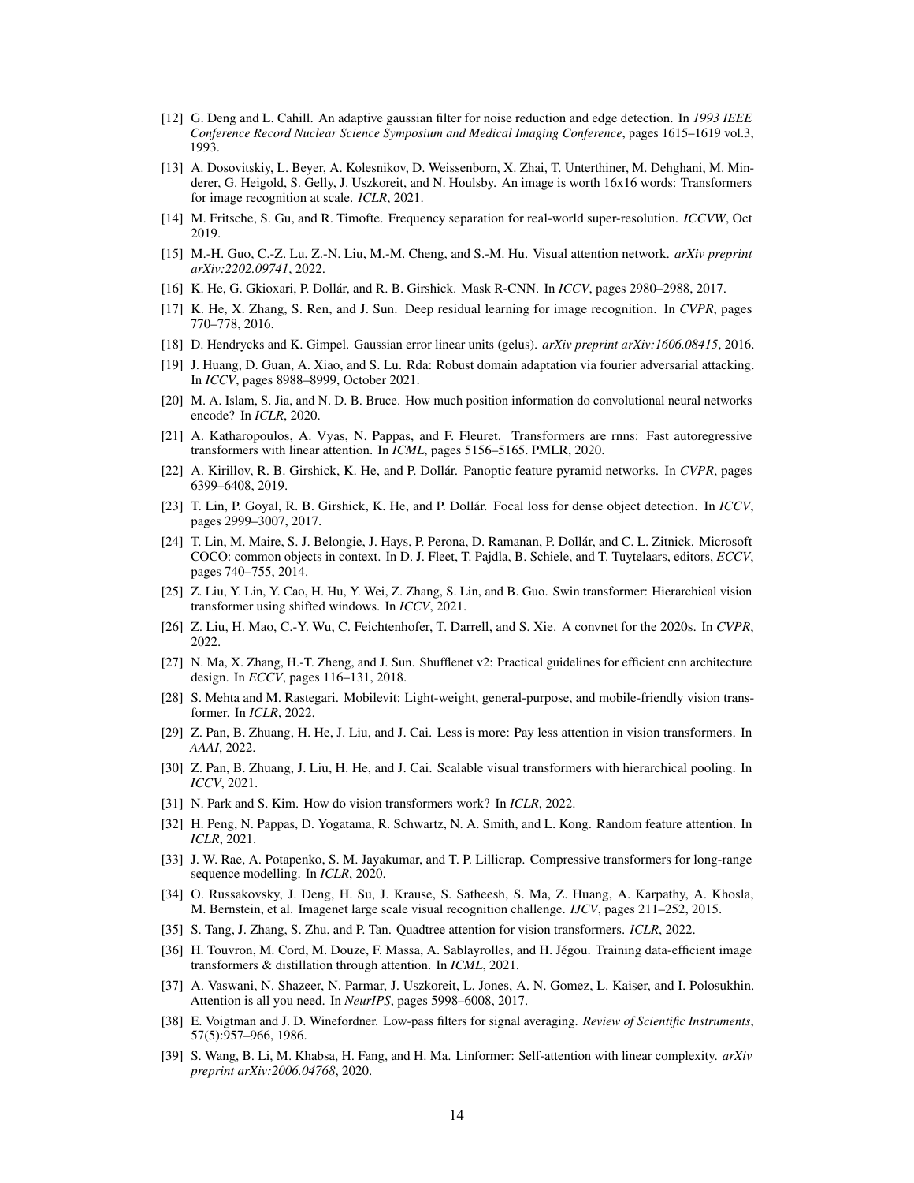[12] G. Deng and L. Cahill. An adaptive gaussian filter for noise reduction and edge detection. In *1993 IEEE Conference Record Nuclear Science Symposium and Medical Imaging Conference*, pages 1615–1619 vol.3, 1993.

[13] A. Dosovitskiy, L. Beyer, A. Kolesnikov, D. Weissenborn, X. Zhai, T. Unterthiner, M. Dehghani, M. Minderer, G. Heigold, S. Gelly, J. Uszkoreit, and N. Houlsby. An image is worth 16x16 words: Transformers for image recognition at scale. *ICLR*, 2021.

[14] M. Fritsche, S. Gu, and R. Timofte. Frequency separation for real-world super-resolution. *ICCVW*, Oct 2019.

[15] M.-H. Guo, C.-Z. Lu, Z.-N. Liu, M.-M. Cheng, and S.-M. Hu. Visual attention network. *arXiv preprint arXiv:2202.09741*, 2022.

[16] K. He, G. Gkioxari, P. Dollár, and R. B. Girshick. Mask R-CNN. In *ICCV*, pages 2980–2988, 2017.

[17] K. He, X. Zhang, S. Ren, and J. Sun. Deep residual learning for image recognition. In *CVPR*, pages 770–778, 2016.

[18] D. Hendrycks and K. Gimpel. Gaussian error linear units (gelus). *arXiv preprint arXiv:1606.08415*, 2016.

[19] J. Huang, D. Guan, A. Xiao, and S. Lu. Rda: Robust domain adaptation via fourier adversarial attacking. In *ICCV*, pages 8988–8999, October 2021.

[20] M. A. Islam, S. Jia, and N. D. B. Bruce. How much position information do convolutional neural networks encode? In *ICLR*, 2020.

[21] A. Katharopoulos, A. Vyas, N. Pappas, and F. Fleuret. Transformers are rnns: Fast autoregressive transformers with linear attention. In *ICML*, pages 5156–5165. PMLR, 2020.

[22] A. Kirillov, R. B. Girshick, K. He, and P. Dollár. Panoptic feature pyramid networks. In *CVPR*, pages 6399–6408, 2019.

[23] T. Lin, P. Goyal, R. B. Girshick, K. He, and P. Dollár. Focal loss for dense object detection. In *ICCV*, pages 2999–3007, 2017.

[24] T. Lin, M. Maire, S. J. Belongie, J. Hays, P. Perona, D. Ramanan, P. Dollár, and C. L. Zitnick. Microsoft COCO: common objects in context. In D. J. Fleet, T. Pajdla, B. Schiele, and T. Tuytelaars, editors, *ECCV*, pages 740–755, 2014.

[25] Z. Liu, Y. Lin, Y. Cao, H. Hu, Y. Wei, Z. Zhang, S. Lin, and B. Guo. Swin transformer: Hierarchical vision transformer using shifted windows. In *ICCV*, 2021.

[26] Z. Liu, H. Mao, C.-Y. Wu, C. Feichtenhofer, T. Darrell, and S. Xie. A convnet for the 2020s. In *CVPR*, 2022.

[27] N. Ma, X. Zhang, H.-T. Zheng, and J. Sun. Shufflenet v2: Practical guidelines for efficient cnn architecture design. In *ECCV*, pages 116–131, 2018.

[28] S. Mehta and M. Rastegari. Mobilevit: Light-weight, general-purpose, and mobile-friendly vision transformer. In *ICLR*, 2022.

[29] Z. Pan, B. Zhuang, H. He, J. Liu, and J. Cai. Less is more: Pay less attention in vision transformers. In *AAAI*, 2022.

[30] Z. Pan, B. Zhuang, J. Liu, H. He, and J. Cai. Scalable visual transformers with hierarchical pooling. In *ICCV*, 2021.

[31] N. Park and S. Kim. How do vision transformers work? In *ICLR*, 2022.

[32] H. Peng, N. Pappas, D. Yogatama, R. Schwartz, N. A. Smith, and L. Kong. Random feature attention. In *ICLR*, 2021.

[33] J. W. Rae, A. Potapenko, S. M. Jayakumar, and T. P. Lillicrap. Compressive transformers for long-range sequence modelling. In *ICLR*, 2020.

[34] O. Russakovsky, J. Deng, H. Su, J. Krause, S. Satheesh, S. Ma, Z. Huang, A. Karpathy, A. Khosla, M. Bernstein, et al. Imagenet large scale visual recognition challenge. *IJCV*, pages 211–252, 2015.

[35] S. Tang, J. Zhang, S. Zhu, and P. Tan. Quadtree attention for vision transformers. *ICLR*, 2022.

[36] H. Touvron, M. Cord, M. Douze, F. Massa, A. Sablayrolles, and H. Jégou. Training data-efficient image transformers & distillation through attention. In *ICML*, 2021.

[37] A. Vaswani, N. Shazeer, N. Parmar, J. Uszkoreit, L. Jones, A. N. Gomez, L. Kaiser, and I. Polosukhin. Attention is all you need. In *NeurIPS*, pages 5998–6008, 2017.

[38] E. Voigtman and J. D. Winefordner. Low-pass filters for signal averaging. *Review of Scientific Instruments*, 57(5):957–966, 1986.

[39] S. Wang, B. Li, M. Khabsa, H. Fang, and H. Ma. Linformer: Self-attention with linear complexity. *arXiv preprint arXiv:2006.04768*, 2020.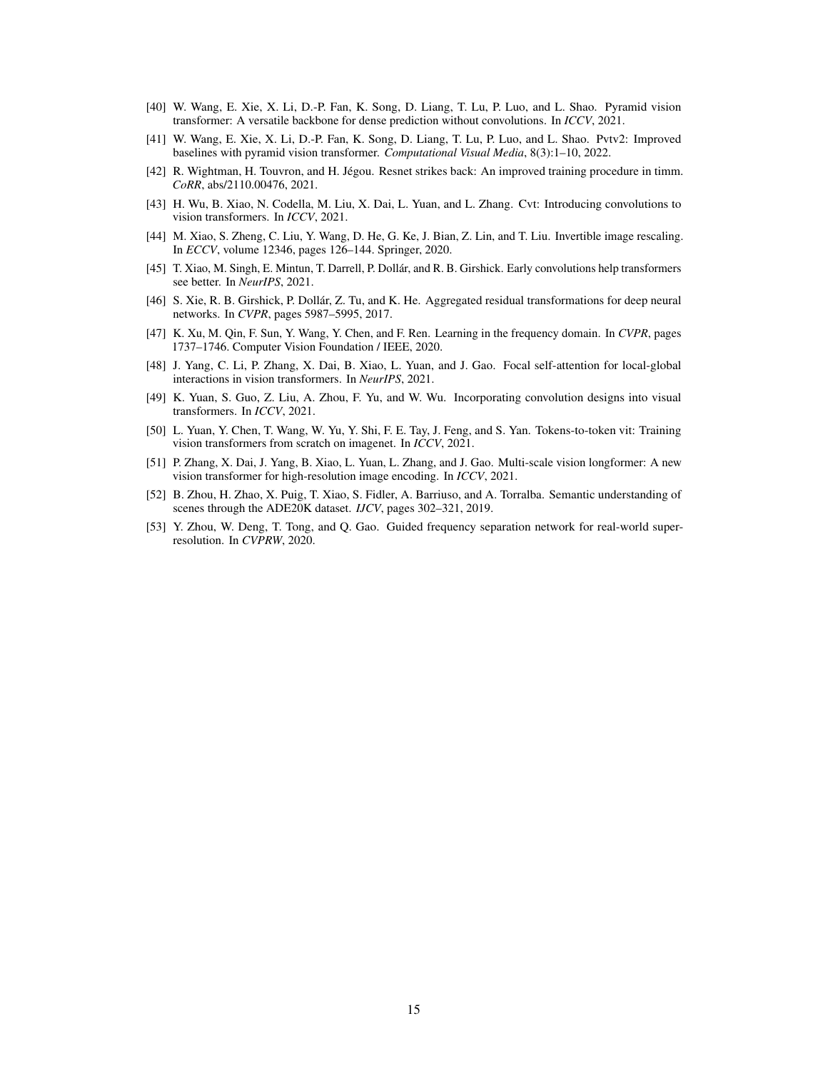[40] W. Wang, E. Xie, X. Li, D.-P. Fan, K. Song, D. Liang, T. Lu, P. Luo, and L. Shao. Pyramid vision transformer: A versatile backbone for dense prediction without convolutions. In *ICCV*, 2021.

[41] W. Wang, E. Xie, X. Li, D.-P. Fan, K. Song, D. Liang, T. Lu, P. Luo, and L. Shao. Pvtv2: Improved baselines with pyramid vision transformer. *Computational Visual Media*, 8(3):1–10, 2022.

[42] R. Wightman, H. Touvron, and H. Jégou. Resnet strikes back: An improved training procedure in timm. *CoRR*, abs/2110.00476, 2021.

[43] H. Wu, B. Xiao, N. Codella, M. Liu, X. Dai, L. Yuan, and L. Zhang. Cvt: Introducing convolutions to vision transformers. In *ICCV*, 2021.

[44] M. Xiao, S. Zheng, C. Liu, Y. Wang, D. He, G. Ke, J. Bian, Z. Lin, and T. Liu. Invertible image rescaling. In *ECCV*, volume 12346, pages 126–144. Springer, 2020.

[45] T. Xiao, M. Singh, E. Mintun, T. Darrell, P. Dollár, and R. B. Girshick. Early convolutions help transformers see better. In *NeurIPS*, 2021.

[46] S. Xie, R. B. Girshick, P. Dollár, Z. Tu, and K. He. Aggregated residual transformations for deep neural networks. In *CVPR*, pages 5987–5995, 2017.

[47] K. Xu, M. Qin, F. Sun, Y. Wang, Y. Chen, and F. Ren. Learning in the frequency domain. In *CVPR*, pages 1737–1746. Computer Vision Foundation / IEEE, 2020.

[48] J. Yang, C. Li, P. Zhang, X. Dai, B. Xiao, L. Yuan, and J. Gao. Focal self-attention for local-global interactions in vision transformers. In *NeurIPS*, 2021.

[49] K. Yuan, S. Guo, Z. Liu, A. Zhou, F. Yu, and W. Wu. Incorporating convolution designs into visual transformers. In *ICCV*, 2021.

[50] L. Yuan, Y. Chen, T. Wang, W. Yu, Y. Shi, F. E. Tay, J. Feng, and S. Yan. Tokens-to-token vit: Training vision transformers from scratch on imagenet. In *ICCV*, 2021.

[51] P. Zhang, X. Dai, J. Yang, B. Xiao, L. Yuan, L. Zhang, and J. Gao. Multi-scale vision longformer: A new vision transformer for high-resolution image encoding. In *ICCV*, 2021.

[52] B. Zhou, H. Zhao, X. Puig, T. Xiao, S. Fidler, A. Barriuso, and A. Torralba. Semantic understanding of scenes through the ADE20K dataset. *IJCV*, pages 302–321, 2019.

[53] Y. Zhou, W. Deng, T. Tong, and Q. Gao. Guided frequency separation network for real-world super-resolution. In *CVPRW*, 2020.